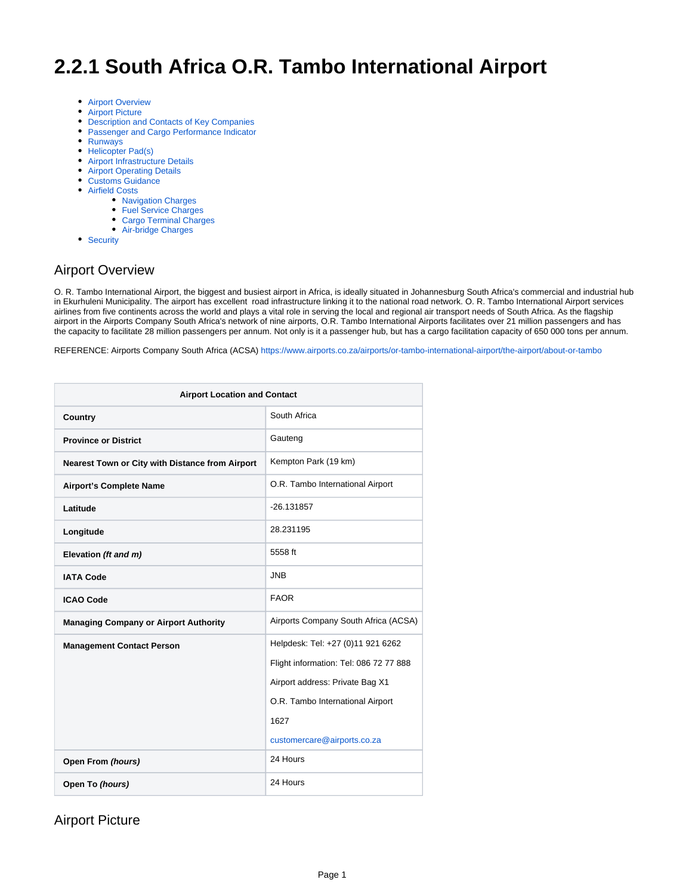# 2.2.1 South Africa O.R. Tambo International Airport

- Airport Overview
- Airport Picture
- Description and Contacts of Key Companies
- Passenger and Cargo Performance Indicator
- Runways
- Helicopter Pad(s)
- Airport Infrastructure Details
- Airport Operating Details
- Customs Guidance
- Airfield Costs
    - Navigation Charges
    - Fuel Service Charges
    - Cargo Terminal Charges
    - Air-bridge Charges
- Security

## Airport Overview

O. R. Tambo International Airport, the biggest and busiest airport in Africa, is ideally situated in Johannesburg South Africa's commercial and industrial hub in Ekurhuleni Municipality. The airport has excellent road infrastructure linking it to the national road network. O. R. Tambo International Airport services airlines from five continents across the world and plays a vital role in serving the local and regional air transport needs of South Africa. As the flagship airport in the Airports Company South Africa's network of nine airports, O.R. Tambo International Airports facilitates over 21 million passengers and has the capacity to facilitate 28 million passengers per annum. Not only is it a passenger hub, but has a cargo facilitation capacity of 650 000 tons per annum.

REFERENCE: Airports Company South Africa (ACSA) https://www.airports.co.za/airports/or-tambo-international-airport/the-airport/about-or-tambo

| Airport Location and Contact | |
|---|---|
| **Country** | South Africa |
| **Province or District** | Gauteng |
| **Nearest Town or City with Distance from Airport** | Kempton Park (19 km) |
| **Airport's Complete Name** | O.R. Tambo International Airport |
| **Latitude** | -26.131857 |
| **Longitude** | 28.231195 |
| **Elevation *(ft and m)*** | 5558 ft |
| **IATA Code** | JNB |
| **ICAO Code** | FAOR |
| **Managing Company or Airport Authority** | Airports Company South Africa (ACSA) |
| **Management Contact Person** | Helpdesk: Tel: +27 (0)11 921 6262<br>Flight information: Tel: 086 72 77 888<br>Airport address: Private Bag X1<br>O.R. Tambo International Airport<br>1627<br>customercare@airports.co.za |
| **Open From *(hours)*** | 24 Hours |
| **Open To *(hours)*** | 24 Hours |

## Airport Picture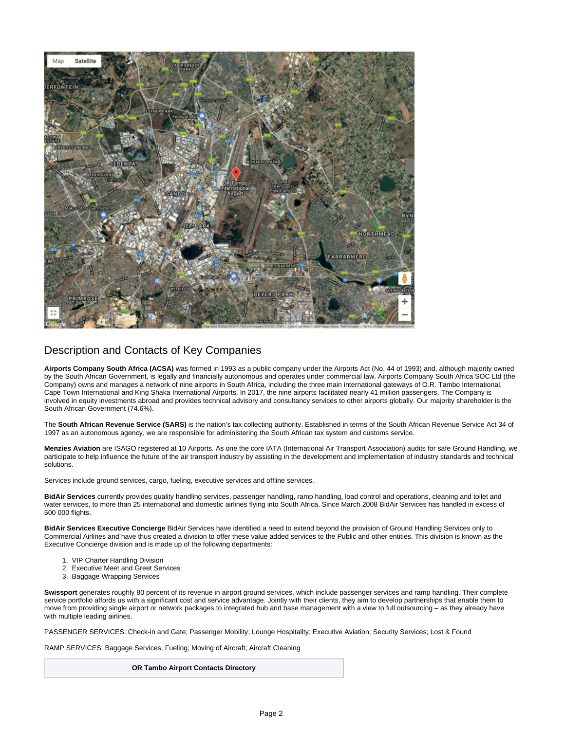## Description and Contacts of Key Companies

**Airports Company South Africa (ACSA)** was formed in 1993 as a public company under the Airports Act (No. 44 of 1993) and, although majority owned by the South African Government, is legally and financially autonomous and operates under commercial law. Airports Company South Africa SOC Ltd (the Company) owns and manages a network of nine airports in South Africa, including the three main international gateways of O.R. Tambo International, Cape Town International and King Shaka International Airports. In 2017, the nine airports facilitated nearly 41 million passengers. The Company is involved in equity investments abroad and provides technical advisory and consultancy services to other airports globally. Our majority shareholder is the South African Government (74.6%).

The **South African Revenue Service (SARS)** is the nation's tax collecting authority. Established in terms of the South African Revenue Service Act 34 of 1997 as an autonomous agency, we are responsible for administering the South African tax system and customs service.

**Menzies Aviation** are ISAGO registered at 10 Airports. As one the core IATA (International Air Transport Association) audits for safe Ground Handling, we participate to help influence the future of the air transport industry by assisting in the development and implementation of industry standards and technical solutions.

Services include ground services, cargo, fueling, executive services and offline services.

**BidAir Services** currently provides quality handling services, passenger handling, ramp handling, load control and operations, cleaning and toilet and water services, to more than 25 international and domestic airlines flying into South Africa. Since March 2008 BidAir Services has handled in excess of 500 000 flights.

**BidAir Services Executive Concierge** BidAir Services have identified a need to extend beyond the provision of Ground Handling Services only to Commercial Airlines and have thus created a division to offer these value added services to the Public and other entities. This division is known as the Executive Concierge division and is made up of the following departments:

1. VIP Charter Handling Division
2. Executive Meet and Greet Services
3. Baggage Wrapping Services

**Swissport** generates roughly 80 percent of its revenue in airport ground services, which include passenger services and ramp handling. Their complete service portfolio affords us with a significant cost and service advantage. Jointly with their clients, they aim to develop partnerships that enable them to move from providing single airport or network packages to integrated hub and base management with a view to full outsourcing – as they already have with multiple leading airlines.

PASSENGER SERVICES: Check-in and Gate; Passenger Mobility; Lounge Hospitality; Executive Aviation; Security Services; Lost & Found

RAMP SERVICES: Baggage Services; Fueling; Moving of Aircraft; Aircraft Cleaning

| OR Tambo Airport Contacts Directory |
| --- |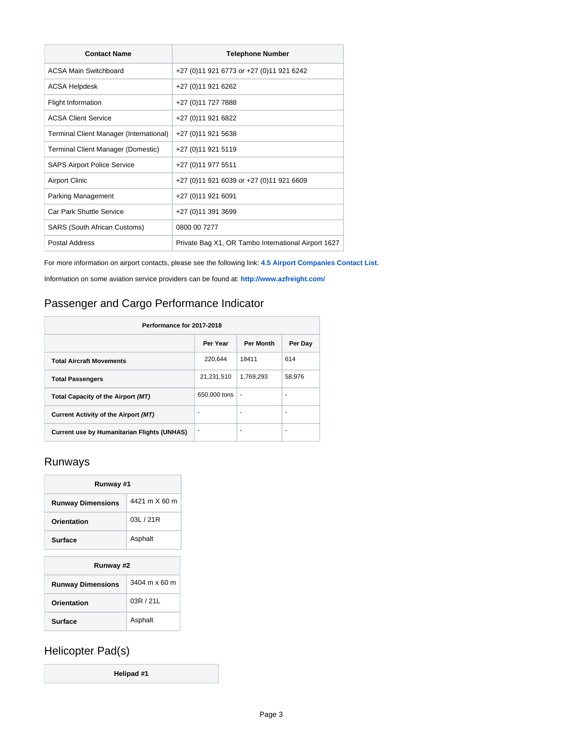| Contact Name | Telephone Number |
|---|---|
| ACSA Main Switchboard | +27 (0)11 921 6773 or +27 (0)11 921 6242 |
| ACSA Helpdesk | +27 (0)11 921 6262 |
| Flight Information | +27 (0)11 727 7888 |
| ACSA Client Service | +27 (0)11 921 6822 |
| Terminal Client Manager (International) | +27 (0)11 921 5638 |
| Terminal Client Manager (Domestic) | +27 (0)11 921 5119 |
| SAPS Airport Police Service | +27 (0)11 977 5511 |
| Airport Clinic | +27 (0)11 921 6039 or +27 (0)11 921 6609 |
| Parking Management | +27 (0)11 921 6091 |
| Car Park Shuttle Service | +27 (0)11 391 3699 |
| SARS (South African Customs) | 0800 00 7277 |
| Postal Address | Private Bag X1, OR Tambo International Airport 1627 |

For more information on airport contacts, please see the following link: **4.5 Airport Companies Contact List.**

Information on some aviation service providers can be found at: **http://www.azfreight.com/**

## Passenger and Cargo Performance Indicator

| Performance for 2017-2018 | | | |
|---|---|---|---|
| | **Per Year** | **Per Month** | **Per Day** |
| **Total Aircraft Movements** | 220,644 | 18411 | 614 |
| **Total Passengers** | 21,231,510 | 1,769,293 | 58,976 |
| **Total Capacity of the Airport *(MT)*** | 650,000 tons | - | - |
| **Current Activity of the Airport *(MT)*** | - | - | - |
| **Current use by Humanitarian Flights (UNHAS)** | - | - | - |

## Runways

| Runway #1 | |
|---|---|
| **Runway Dimensions** | 4421 m X 60 m |
| **Orientation** | 03L / 21R |
| **Surface** | Asphalt |

| Runway #2 | |
|---|---|
| **Runway Dimensions** | 3404 m x 60 m |
| **Orientation** | 03R / 21L |
| **Surface** | Asphalt |

## Helicopter Pad(s)

| Helipad #1 |
|---|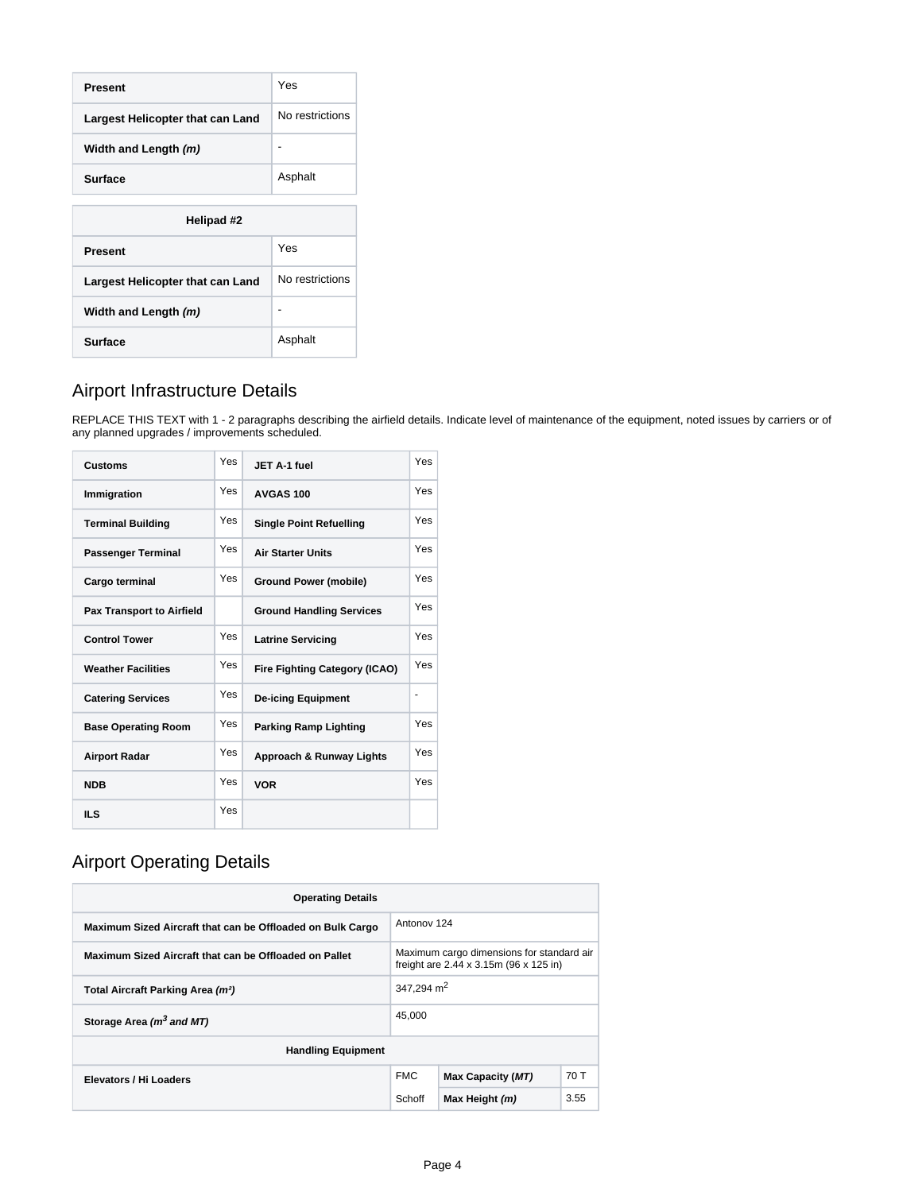| Present | Yes |
| --- | --- |
| Largest Helicopter that can Land | No restrictions |
| Width and Length *(m)* | - |
| Surface | Asphalt |

| Helipad #2 | |
| --- | --- |
| Present | Yes |
| Largest Helicopter that can Land | No restrictions |
| Width and Length *(m)* | - |
| Surface | Asphalt |

## Airport Infrastructure Details

REPLACE THIS TEXT with 1 - 2 paragraphs describing the airfield details. Indicate level of maintenance of the equipment, noted issues by carriers or of any planned upgrades / improvements scheduled.

| | | | |
| --- | --- | --- | --- |
| Customs | Yes | JET A-1 fuel | Yes |
| Immigration | Yes | AVGAS 100 | Yes |
| Terminal Building | Yes | Single Point Refuelling | Yes |
| Passenger Terminal | Yes | Air Starter Units | Yes |
| Cargo terminal | Yes | Ground Power (mobile) | Yes |
| Pax Transport to Airfield | | Ground Handling Services | Yes |
| Control Tower | Yes | Latrine Servicing | Yes |
| Weather Facilities | Yes | Fire Fighting Category (ICAO) | Yes |
| Catering Services | Yes | De-icing Equipment | - |
| Base Operating Room | Yes | Parking Ramp Lighting | Yes |
| Airport Radar | Yes | Approach & Runway Lights | Yes |
| NDB | Yes | VOR | Yes |
| ILS | Yes | | |

## Airport Operating Details

| Operating Details | | | |
| --- | --- | --- | --- |
| Maximum Sized Aircraft that can be Offloaded on Bulk Cargo | Antonov 124 | | |
| Maximum Sized Aircraft that can be Offloaded on Pallet | Maximum cargo dimensions for standard air freight are 2.44 x 3.15m (96 x 125 in) | | |
| Total Aircraft Parking Area *(m²)* | 347,294 $m^2$ | | |
| Storage Area *($m^3$ and MT)* | 45,000 | | |
| **Handling Equipment** | | | |
| Elevators / Hi Loaders | FMC | Max Capacity *(MT)* | 70 T |
| | Schoff | Max Height *(m)* | 3.55 |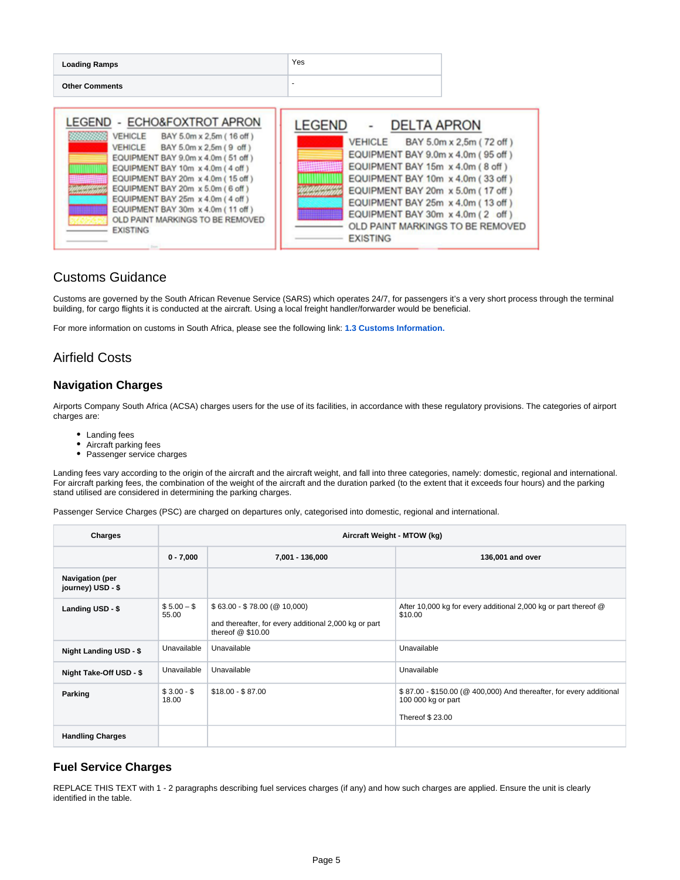| Loading Ramps | Yes |
| --- | --- |
| Other Comments | - |

LEGEND - ECHO&FOXTROT APRON

- VEHICLE BAY 5.0m x 2,5m ( 16 off )
- VEHICLE BAY 5.0m x 2,5m ( 9 off )
- EQUIPMENT BAY 9.0m x 4.0m ( 51 off )
- EQUIPMENT BAY 10m x 4.0m ( 4 off )
- EQUIPMENT BAY 20m x 4.0m ( 15 off )
- EQUIPMENT BAY 20m x 5.0m ( 6 off )
- EQUIPMENT BAY 25m x 4.0m ( 4 off )
- EQUIPMENT BAY 30m x 4.0m ( 11 off )
- OLD PAINT MARKINGS TO BE REMOVED
- EXISTING

LEGEND - DELTA APRON

- VEHICLE BAY 5.0m x 2,5m ( 72 off )
- EQUIPMENT BAY 9.0m x 4.0m ( 95 off )
- EQUIPMENT BAY 15m x 4.0m ( 8 off )
- EQUIPMENT BAY 10m x 4.0m ( 33 off )
- EQUIPMENT BAY 20m x 5.0m ( 17 off )
- EQUIPMENT BAY 25m x 4.0m ( 13 off )
- EQUIPMENT BAY 30m x 4.0m ( 2 off )
- OLD PAINT MARKINGS TO BE REMOVED
- EXISTING

## Customs Guidance

Customs are governed by the South African Revenue Service (SARS) which operates 24/7, for passengers it's a very short process through the terminal building, for cargo flights it is conducted at the aircraft. Using a local freight handler/forwarder would be beneficial.

For more information on customs in South Africa, please see the following link: **1.3 Customs Information.**

## Airfield Costs

### Navigation Charges

Airports Company South Africa (ACSA) charges users for the use of its facilities, in accordance with these regulatory provisions. The categories of airport charges are:

- Landing fees
- Aircraft parking fees
- Passenger service charges

Landing fees vary according to the origin of the aircraft and the aircraft weight, and fall into three categories, namely: domestic, regional and international. For aircraft parking fees, the combination of the weight of the aircraft and the duration parked (to the extent that it exceeds four hours) and the parking stand utilised are considered in determining the parking charges.

Passenger Service Charges (PSC) are charged on departures only, categorised into domestic, regional and international.

| Charges | Aircraft Weight - MTOW (kg) | | |
| --- | --- | --- | --- |
| | 0 - 7,000 | 7,001 - 136,000 | 136,001 and over |
| Navigation (per journey) USD - $ | | | |
| Landing USD - $ | $ 5.00 – $ 55.00 | $ 63.00 - $ 78.00 (@ 10,000) and thereafter, for every additional 2,000 kg or part thereof @ $10.00 | After 10,000 kg for every additional 2,000 kg or part thereof @ $10.00 |
| Night Landing USD - $ | Unavailable | Unavailable | Unavailable |
| Night Take-Off USD - $ | Unavailable | Unavailable | Unavailable |
| Parking | $ 3.00 - $ 18.00 | $18.00 - $ 87.00 | $ 87.00 - $150.00 (@ 400,000) And thereafter, for every additional 100 000 kg or part Thereof $ 23.00 |
| Handling Charges | | | |

### Fuel Service Charges

REPLACE THIS TEXT with 1 - 2 paragraphs describing fuel services charges (if any) and how such charges are applied. Ensure the unit is clearly identified in the table.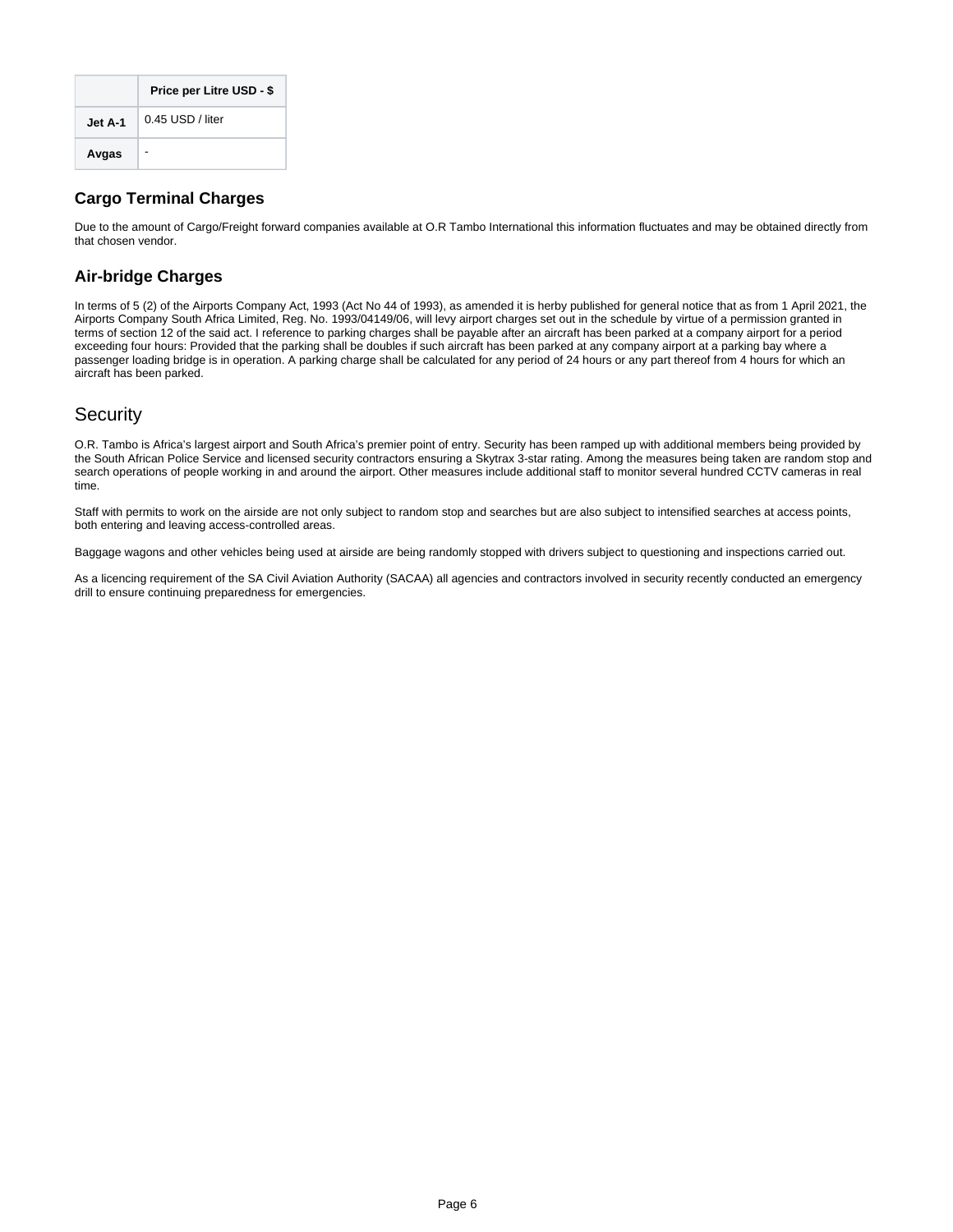| | Price per Litre USD - $ |
|---|---|
| **Jet A-1** | 0.45 USD / liter |
| **Avgas** | - |

### Cargo Terminal Charges

Due to the amount of Cargo/Freight forward companies available at O.R Tambo International this information fluctuates and may be obtained directly from that chosen vendor.

### Air-bridge Charges

In terms of 5 (2) of the Airports Company Act, 1993 (Act No 44 of 1993), as amended it is herby published for general notice that as from 1 April 2021, the Airports Company South Africa Limited, Reg. No. 1993/04149/06, will levy airport charges set out in the schedule by virtue of a permission granted in terms of section 12 of the said act. I reference to parking charges shall be payable after an aircraft has been parked at a company airport for a period exceeding four hours: Provided that the parking shall be doubles if such aircraft has been parked at any company airport at a parking bay where a passenger loading bridge is in operation. A parking charge shall be calculated for any period of 24 hours or any part thereof from 4 hours for which an aircraft has been parked.

## Security

O.R. Tambo is Africa's largest airport and South Africa's premier point of entry. Security has been ramped up with additional members being provided by the South African Police Service and licensed security contractors ensuring a Skytrax 3-star rating. Among the measures being taken are random stop and search operations of people working in and around the airport. Other measures include additional staff to monitor several hundred CCTV cameras in real time.

Staff with permits to work on the airside are not only subject to random stop and searches but are also subject to intensified searches at access points, both entering and leaving access-controlled areas.

Baggage wagons and other vehicles being used at airside are being randomly stopped with drivers subject to questioning and inspections carried out.

As a licencing requirement of the SA Civil Aviation Authority (SACAA) all agencies and contractors involved in security recently conducted an emergency drill to ensure continuing preparedness for emergencies.